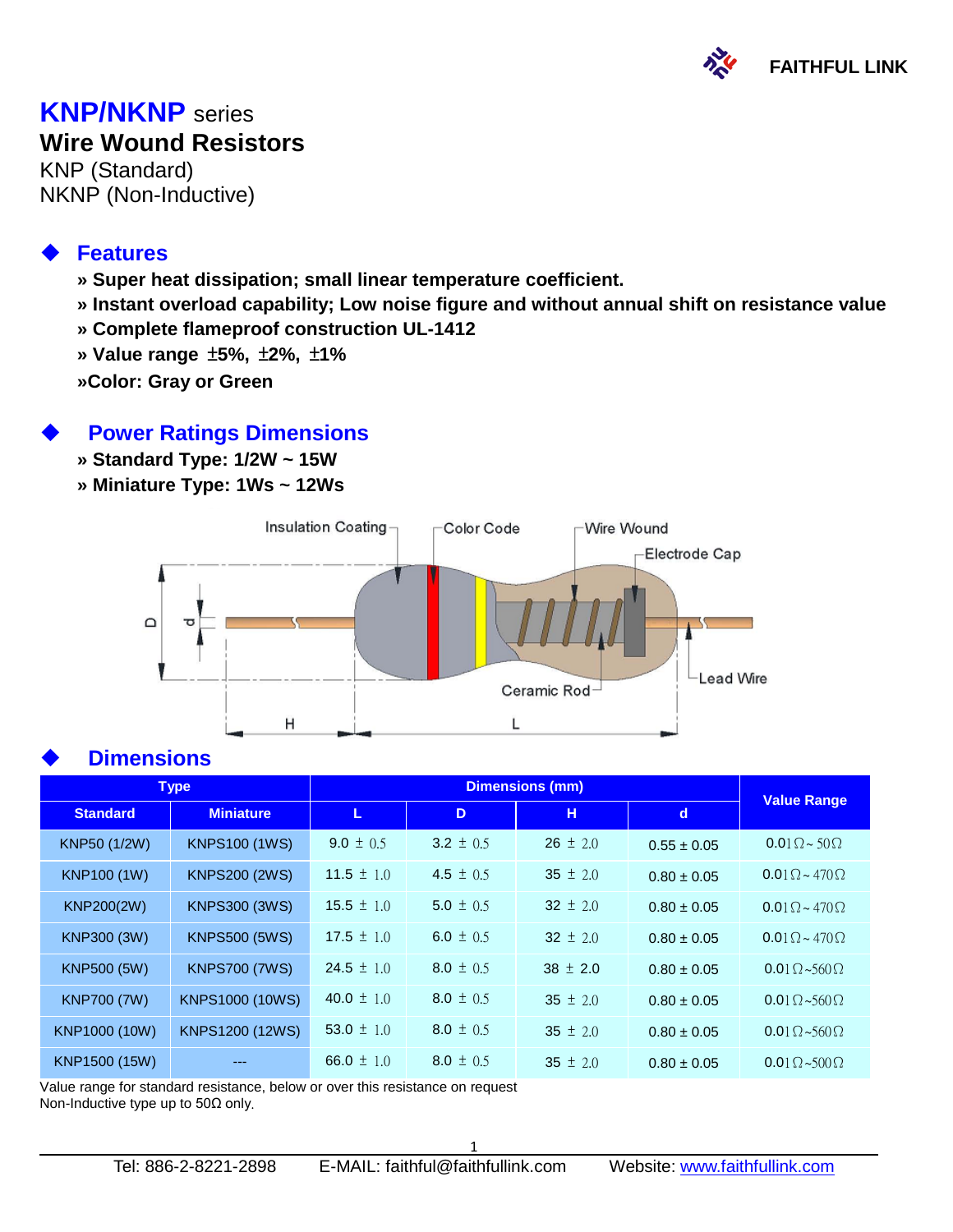FAITHFUL LINK

# KNP/NKNP series

## Wire Wound Resistors

KNP (Standard)
NKNP (Non-Inductive)

### Features

- » Super heat dissipation; small linear temperature coefficient.
- » Instant overload capability; Low noise figure and without annual shift on resistance value
- » Complete flameproof construction UL-1412
- » Value range ±5%, ±2%, ±1%
- »Color: Gray or Green

### Power Ratings Dimensions

- » Standard Type: 1/2W ~ 15W
- » Miniature Type: 1Ws ~ 12Ws

Insulation Coating | Color Code | Wire Wound | Electrode Cap | Lead Wire | Ceramic Rod | D | d | H | L

### Dimensions

| Type | | Dimensions (mm) | | | | Value Range |
|---|---|---|---|---|---|---|
| Standard | Miniature | L | D | H | d | |
| KNP50 (1/2W) | KNPS100 (1WS) | 9.0 ± 0.5 | 3.2 ± 0.5 | 26 ± 2.0 | 0.55 ± 0.05 | 0.01Ω ~ 50Ω |
| KNP100 (1W) | KNPS200 (2WS) | 11.5 ± 1.0 | 4.5 ± 0.5 | 35 ± 2.0 | 0.80 ± 0.05 | 0.01Ω ~ 470Ω |
| KNP200(2W) | KNPS300 (3WS) | 15.5 ± 1.0 | 5.0 ± 0.5 | 32 ± 2.0 | 0.80 ± 0.05 | 0.01Ω ~ 470Ω |
| KNP300 (3W) | KNPS500 (5WS) | 17.5 ± 1.0 | 6.0 ± 0.5 | 32 ± 2.0 | 0.80 ± 0.05 | 0.01Ω ~ 470Ω |
| KNP500 (5W) | KNPS700 (7WS) | 24.5 ± 1.0 | 8.0 ± 0.5 | 38 ± 2.0 | 0.80 ± 0.05 | 0.01Ω ~560Ω |
| KNP700 (7W) | KNPS1000 (10WS) | 40.0 ± 1.0 | 8.0 ± 0.5 | 35 ± 2.0 | 0.80 ± 0.05 | 0.01Ω ~560Ω |
| KNP1000 (10W) | KNPS1200 (12WS) | 53.0 ± 1.0 | 8.0 ± 0.5 | 35 ± 2.0 | 0.80 ± 0.05 | 0.01Ω ~560Ω |
| KNP1500 (15W) | --- | 66.0 ± 1.0 | 8.0 ± 0.5 | 35 ± 2.0 | 0.80 ± 0.05 | 0.01Ω ~500Ω |

Value range for standard resistance, below or over this resistance on request
Non-Inductive type up to 50Ω only.

Tel: 886-2-8221-2898 E-MAIL: faithful@faithfullink.com Website: www.faithfullink.com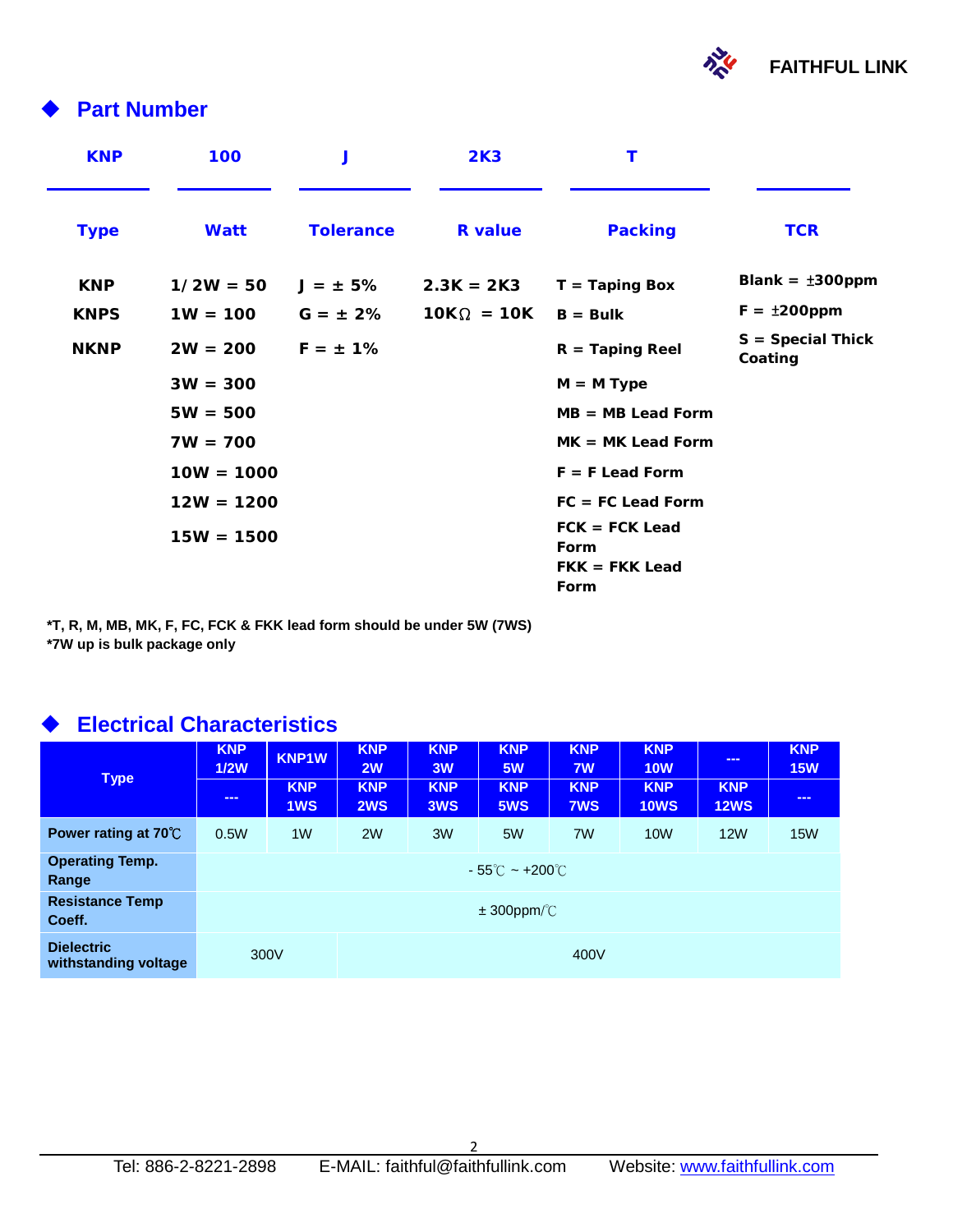## Part Number

| KNP | 100 | J | 2K3 | T | |
|---|---|---|---|---|---|
| **Type** | **Watt** | **Tolerance** | **R value** | **Packing** | **TCR** |
| KNP | 1/2W = 50 | J = ± 5% | 2.3K = 2K3 | T = Taping Box | Blank = ±300ppm |
| KNPS | 1W = 100 | G = ± 2% | 10KΩ = 10K | B = Bulk | F = ±200ppm |
| NKNP | 2W = 200 | F = ± 1% | | R = Taping Reel | S = Special Thick Coating |
| | 3W = 300 | | | M = M Type | |
| | 5W = 500 | | | MB = MB Lead Form | |
| | 7W = 700 | | | MK = MK Lead Form | |
| | 10W = 1000 | | | F = F Lead Form | |
| | 12W = 1200 | | | FC = FC Lead Form | |
| | 15W = 1500 | | | FCK = FCK Lead Form | |
| | | | | FKK = FKK Lead Form | |

**\*T, R, M, MB, MK, F, FC, FCK & FKK lead form should be under 5W (7WS)**
**\*7W up is bulk package only**

## Electrical Characteristics

| Type | KNP 1/2W | KNP1W | KNP 2W | KNP 3W | KNP 5W | KNP 7W | KNP 10W | --- | KNP 15W |
|---|---|---|---|---|---|---|---|---|---|
| | --- | KNP 1WS | KNP 2WS | KNP 3WS | KNP 5WS | KNP 7WS | KNP 10WS | KNP 12WS | --- |
| Power rating at 70℃ | 0.5W | 1W | 2W | 3W | 5W | 7W | 10W | 12W | 15W |
| Operating Temp. Range | - 55℃ ~ +200℃ | | | | | | | | |
| Resistance Temp Coeff. | ± 300ppm/℃ | | | | | | | | |
| Dielectric withstanding voltage | 300V | | 400V | | | | | | |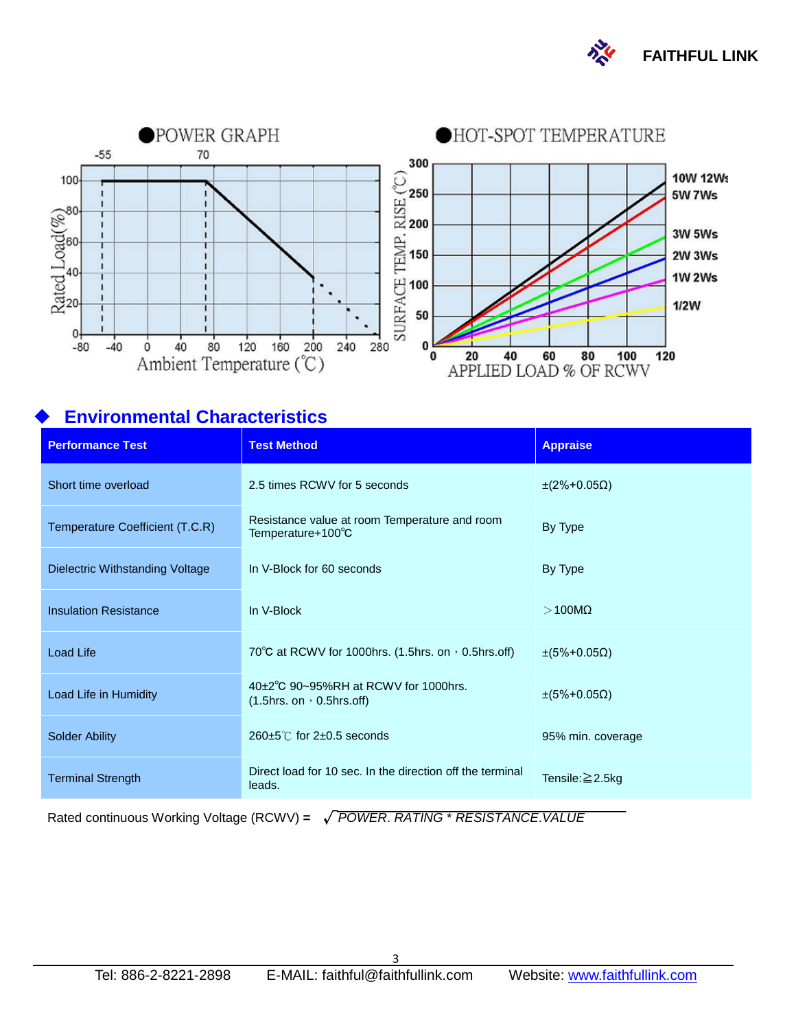●POWER GRAPH

●HOT-SPOT TEMPERATURE

## ◆ Environmental Characteristics

| Performance Test | Test Method | Appraise |
|---|---|---|
| Short time overload | 2.5 times RCWV for 5 seconds | ±(2%+0.05Ω) |
| Temperature Coefficient (T.C.R) | Resistance value at room Temperature and room Temperature+100℃ | By Type |
| Dielectric Withstanding Voltage | In V-Block for 60 seconds | By Type |
| Insulation Resistance | In V-Block | ＞100MΩ |
| Load Life | 70℃ at RCWV for 1000hrs. (1.5hrs. on，0.5hrs.off) | ±(5%+0.05Ω) |
| Load Life in Humidity | 40±2℃ 90~95%RH at RCWV for 1000hrs. (1.5hrs. on，0.5hrs.off) | ±(5%+0.05Ω) |
| Solder Ability | 260±5℃ for 2±0.5 seconds | 95% min. coverage |
| Terminal Strength | Direct load for 10 sec. In the direction off the terminal leads. | Tensile:≧2.5kg |

Rated continuous Working Voltage (RCWV) = $\sqrt{POWER.RATING * RESISTANCE.VALUE}$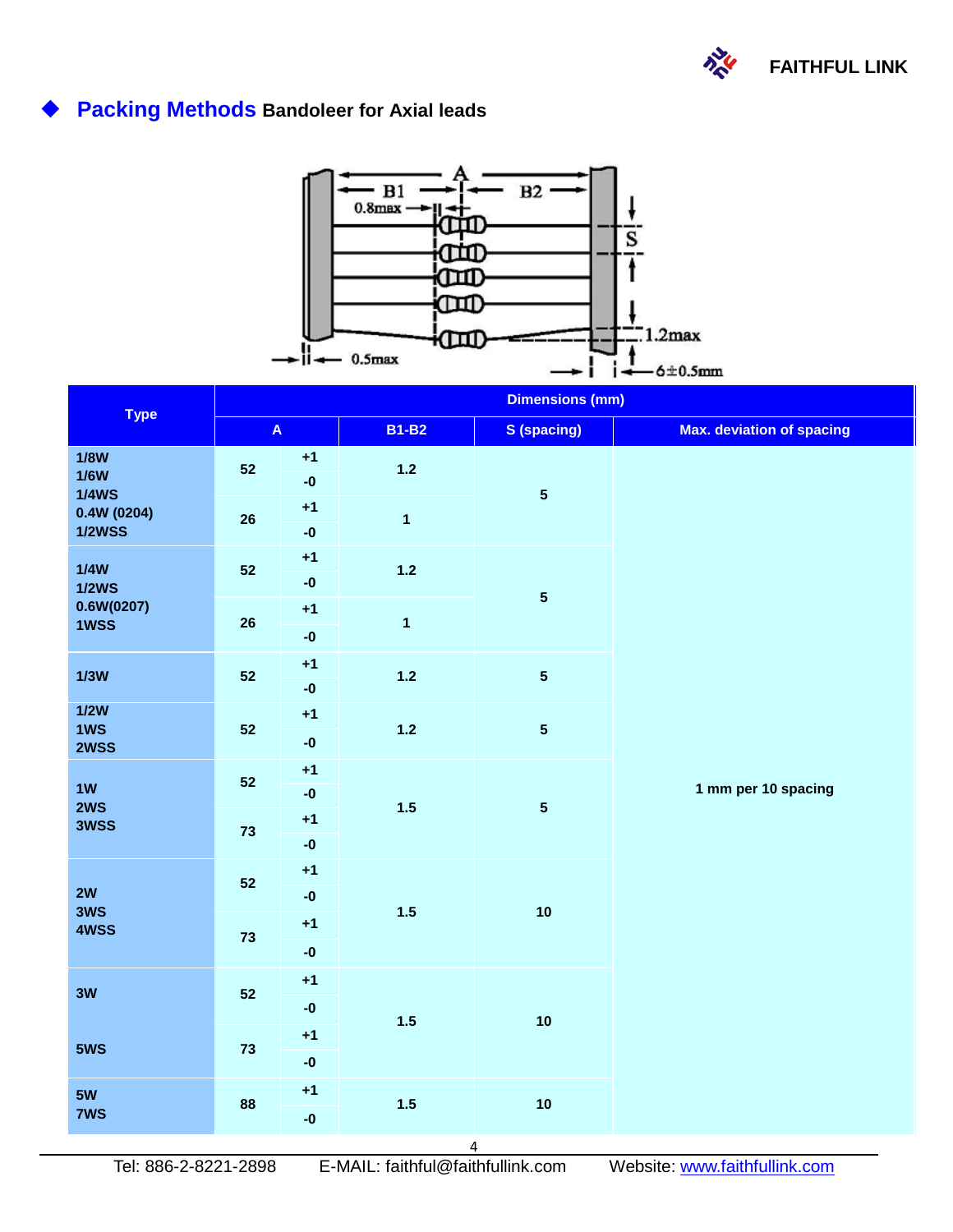## Packing Methods Bandoleer for Axial leads

| Type | Dimensions (mm) | | | | |
|---|---|---|---|---|---|
| | A | | B1-B2 | S (spacing) | Max. deviation of spacing |
| 1/8W 1/6W 1/4WS 0.4W (0204) 1/2WSS | 52 | +1 -0 | 1.2 | 5 | 1 mm per 10 spacing |
| | 26 | +1 -0 | 1 | | |
| 1/4W 1/2WS 0.6W(0207) 1WSS | 52 | +1 -0 | 1.2 | 5 | |
| | 26 | +1 -0 | 1 | | |
| 1/3W | 52 | +1 -0 | 1.2 | 5 | |
| 1/2W 1WS 2WSS | 52 | +1 -0 | 1.2 | 5 | |
| 1W 2WS 3WSS | 52 | +1 -0 | 1.5 | 5 | |
| | 73 | +1 -0 | | | |
| 2W 3WS 4WSS | 52 | +1 -0 | 1.5 | 10 | |
| | 73 | +1 -0 | | | |
| 3W | 52 | +1 -0 | 1.5 | 10 | |
| 5WS | 73 | +1 -0 | | | |
| 5W 7WS | 88 | +1 -0 | 1.5 | 10 | |

Tel: 886-2-8221-2898 E-MAIL: faithful@faithfullink.com Website: www.faithfullink.com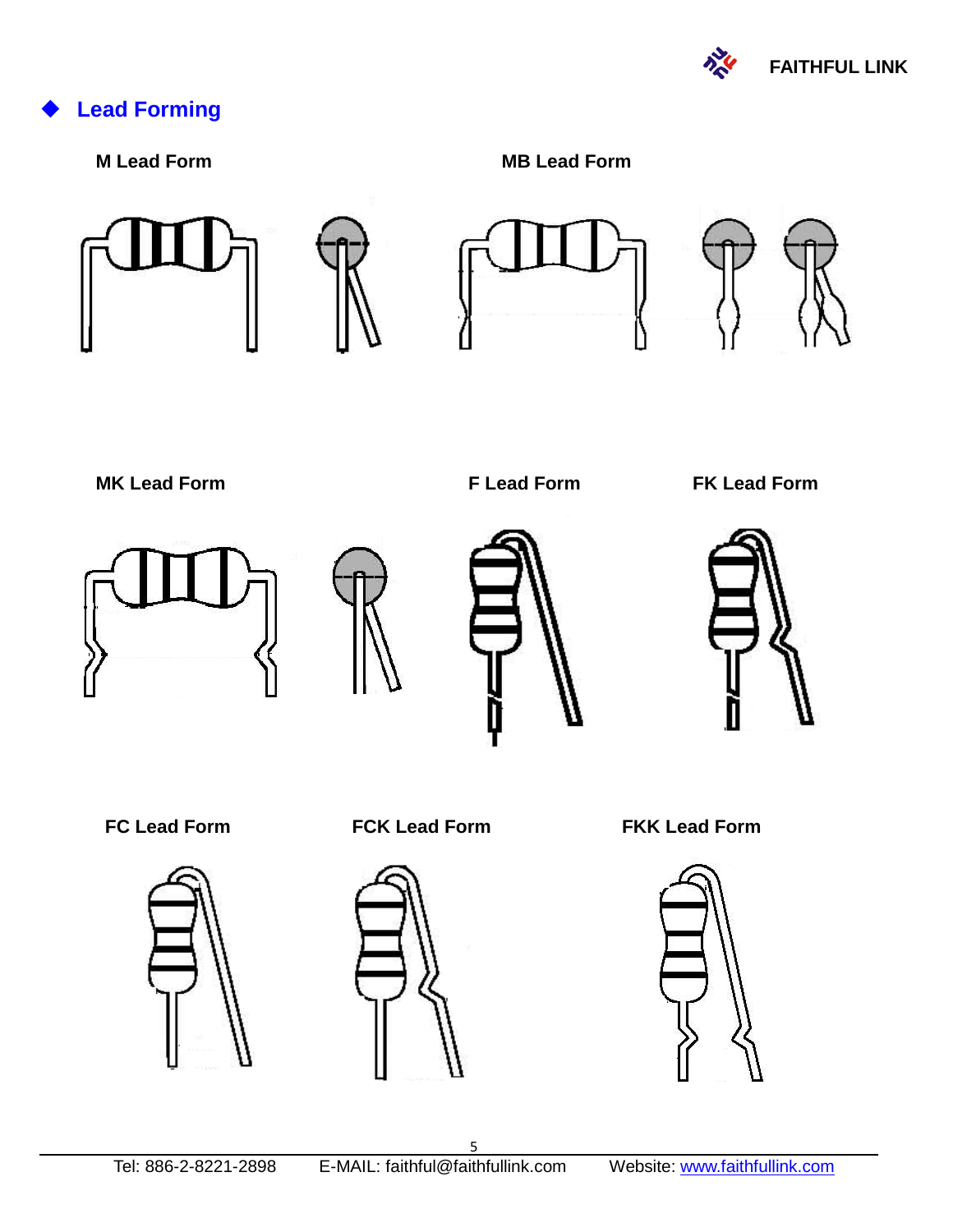## Lead Forming

**M Lead Form**

**MB Lead Form**

**MK Lead Form**

**F Lead Form**

**FK Lead Form**

**FC Lead Form**

**FCK Lead Form**

**FKK Lead Form**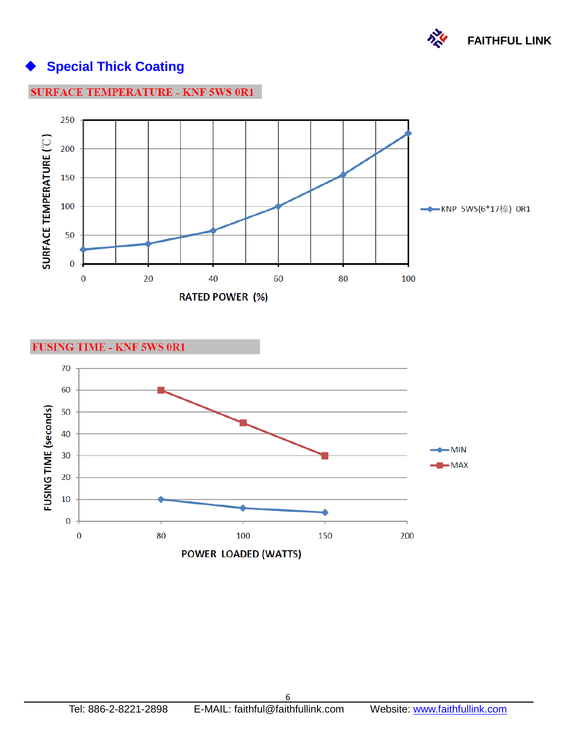## Special Thick Coating

### SURFACE TEMPERATURE - KNF 5WS 0R1

SURFACE TEMPERATURE (℃)

250
200
150
100
50
0

0 20 40 60 80 100

RATED POWER (%)

KNP 5WS(6*17棒) 0R1

### FUSING TIME - KNF 5WS 0R1

FUSING TIME (seconds)

70
60
50
40
30
20
10
0

0 80 100 150 200

POWER LOADED (WATTS)

MIN
MAX

Tel: 886-2-8221-2898 E-MAIL: faithful@faithfullink.com Website: www.faithfullink.com